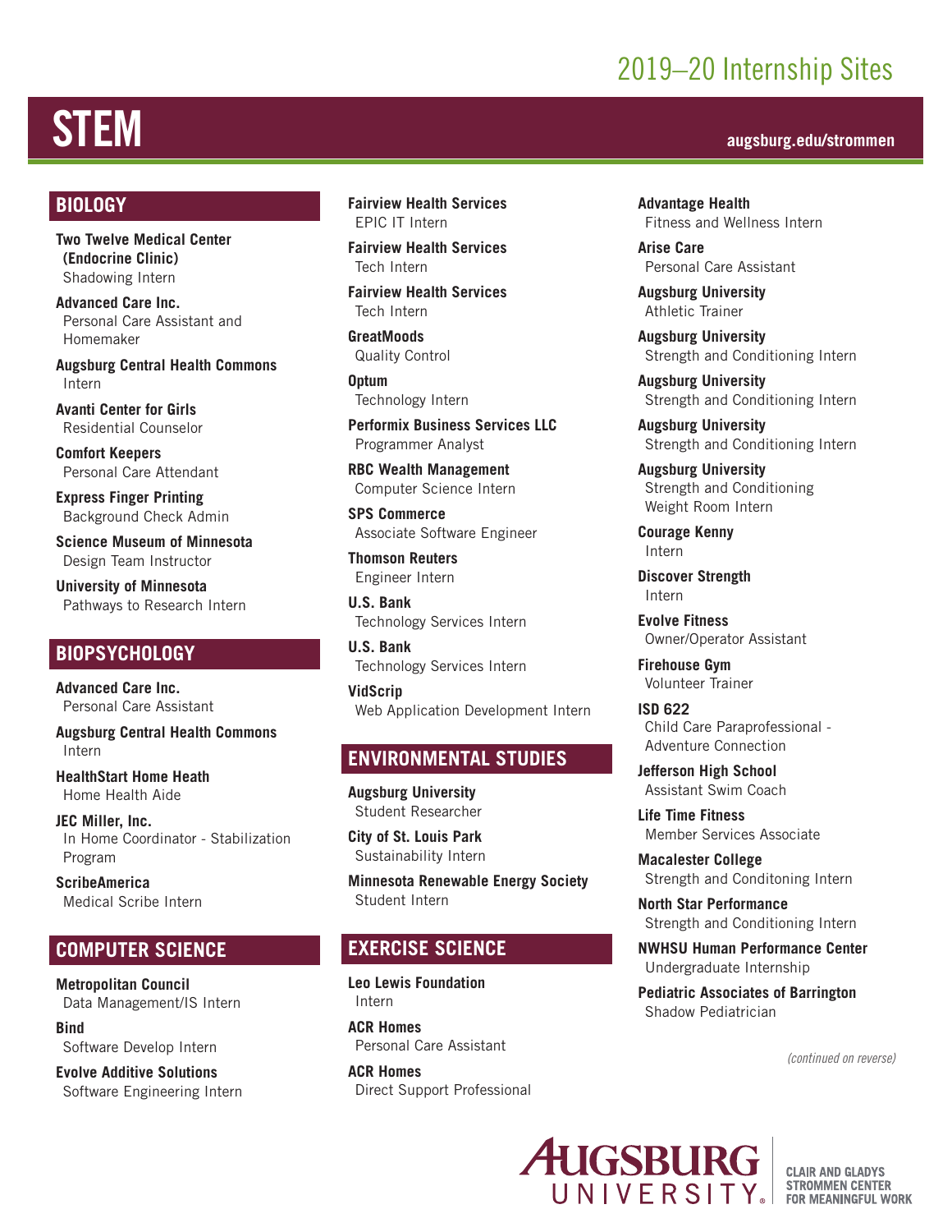# 2019–20 Internship Sites

# STEM

augsburg.edu/strommen

## BIOLOGY

**Two Twelve Medical Center (Endocrine Clinic)**
Shadowing Intern

**Advanced Care Inc.**
Personal Care Assistant and Homemaker

**Augsburg Central Health Commons**
Intern

**Avanti Center for Girls**
Residential Counselor

**Comfort Keepers**
Personal Care Attendant

**Express Finger Printing**
Background Check Admin

**Science Museum of Minnesota**
Design Team Instructor

**University of Minnesota**
Pathways to Research Intern

## BIOPSYCHOLOGY

**Advanced Care Inc.**
Personal Care Assistant

**Augsburg Central Health Commons**
Intern

**HealthStart Home Heath**
Home Health Aide

**JEC Miller, Inc.**
In Home Coordinator - Stabilization Program

**ScribeAmerica**
Medical Scribe Intern

## COMPUTER SCIENCE

**Metropolitan Council**
Data Management/IS Intern

**Bind**
Software Develop Intern

**Evolve Additive Solutions**
Software Engineering Intern

**Fairview Health Services**
EPIC IT Intern

**Fairview Health Services**
Tech Intern

**Fairview Health Services**
Tech Intern

**GreatMoods**
Quality Control

**Optum**
Technology Intern

**Performix Business Services LLC**
Programmer Analyst

**RBC Wealth Management**
Computer Science Intern

**SPS Commerce**
Associate Software Engineer

**Thomson Reuters**
Engineer Intern

**U.S. Bank**
Technology Services Intern

**U.S. Bank**
Technology Services Intern

**VidScrip**
Web Application Development Intern

## ENVIRONMENTAL STUDIES

**Augsburg University**
Student Researcher

**City of St. Louis Park**
Sustainability Intern

**Minnesota Renewable Energy Society**
Student Intern

## EXERCISE SCIENCE

**Leo Lewis Foundation**
Intern

**ACR Homes**
Personal Care Assistant

**ACR Homes**
Direct Support Professional

**Advantage Health**
Fitness and Wellness Intern

**Arise Care**
Personal Care Assistant

**Augsburg University**
Athletic Trainer

**Augsburg University**
Strength and Conditioning Intern

**Augsburg University**
Strength and Conditioning Intern

**Augsburg University**
Strength and Conditioning Intern

**Augsburg University**
Strength and Conditioning Weight Room Intern

**Courage Kenny**
Intern

**Discover Strength**
Intern

**Evolve Fitness**
Owner/Operator Assistant

**Firehouse Gym**
Volunteer Trainer

**ISD 622**
Child Care Paraprofessional - Adventure Connection

**Jefferson High School**
Assistant Swim Coach

**Life Time Fitness**
Member Services Associate

**Macalester College**
Strength and Conditoning Intern

**North Star Performance**
Strength and Conditioning Intern

**NWHSU Human Performance Center**
Undergraduate Internship

**Pediatric Associates of Barrington**
Shadow Pediatrician

*(continued on reverse)*

AUGSBURG UNIVERSITY | CLAIR AND GLADYS STROMMEN CENTER FOR MEANINGFUL WORK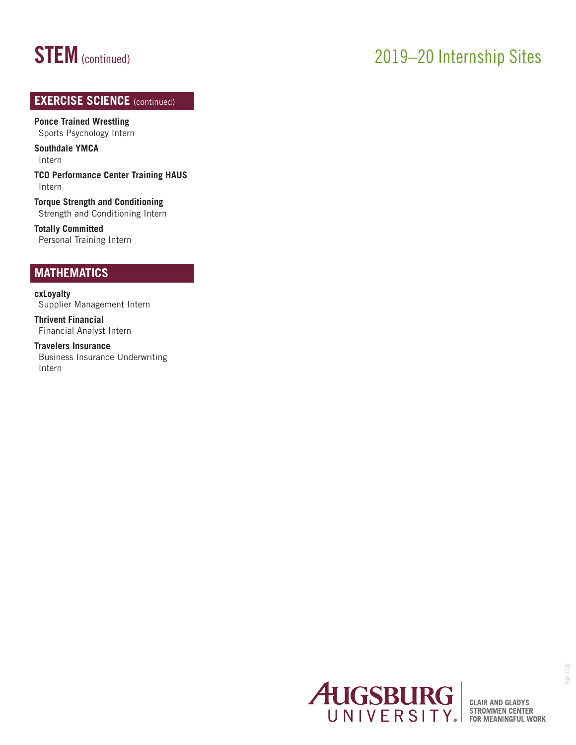# STEM (continued)

2019–20 Internship Sites

## EXERCISE SCIENCE (continued)

**Ponce Trained Wrestling**
Sports Psychology Intern

**Southdale YMCA**
Intern

**TCO Performance Center Training HAUS**
Intern

**Torque Strength and Conditioning**
Strength and Conditioning Intern

**Totally Committed**
Personal Training Intern

## MATHEMATICS

**cxLoyalty**
Supplier Management Intern

**Thrivent Financial**
Financial Analyst Intern

**Travelers Insurance**
Business Insurance Underwriting Intern

AUGSBURG UNIVERSITY

CLAIR AND GLADYS STROMMEN CENTER FOR MEANINGFUL WORK

7047-1120